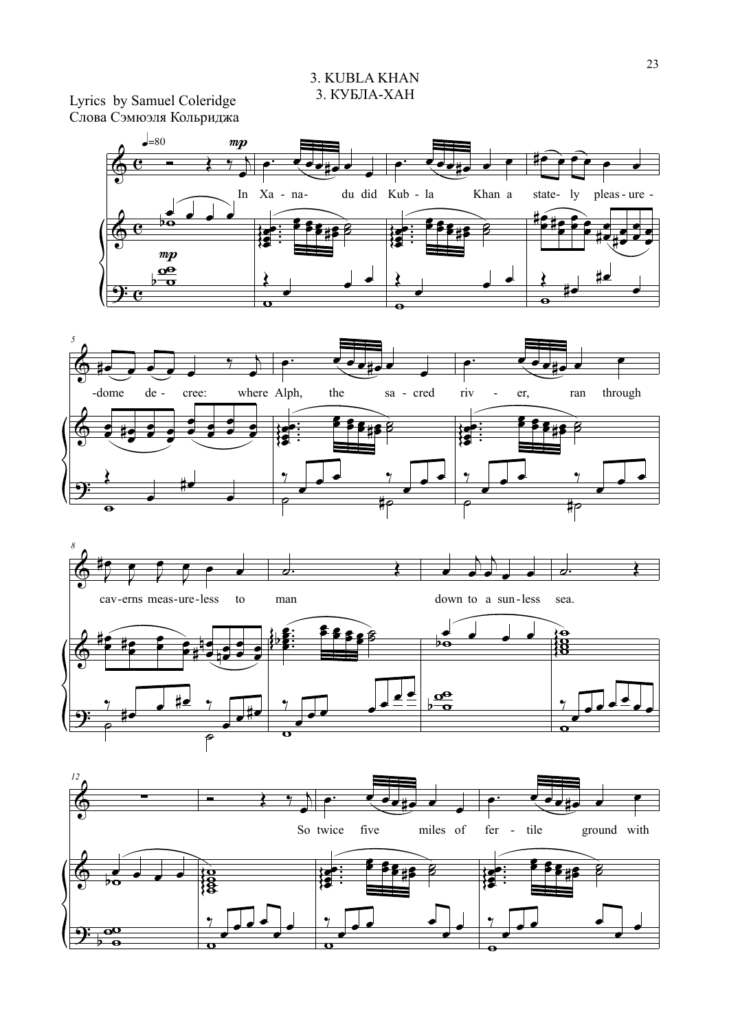# 3. KUBLA KHAN
# 3. КУБЛА-ХАН

Lyrics by Samuel Coleridge
Слова Сэмюэля Кольриджа

♩=80

*mp*

In Xa - na- du did Kub - la Khan a state- ly pleas - ure - dome de - cree: where Alph, the sa - cred riv - er, ran through cav - erns meas - ure - less to man down to a sun - less sea.

So twice five miles of fer - tile ground with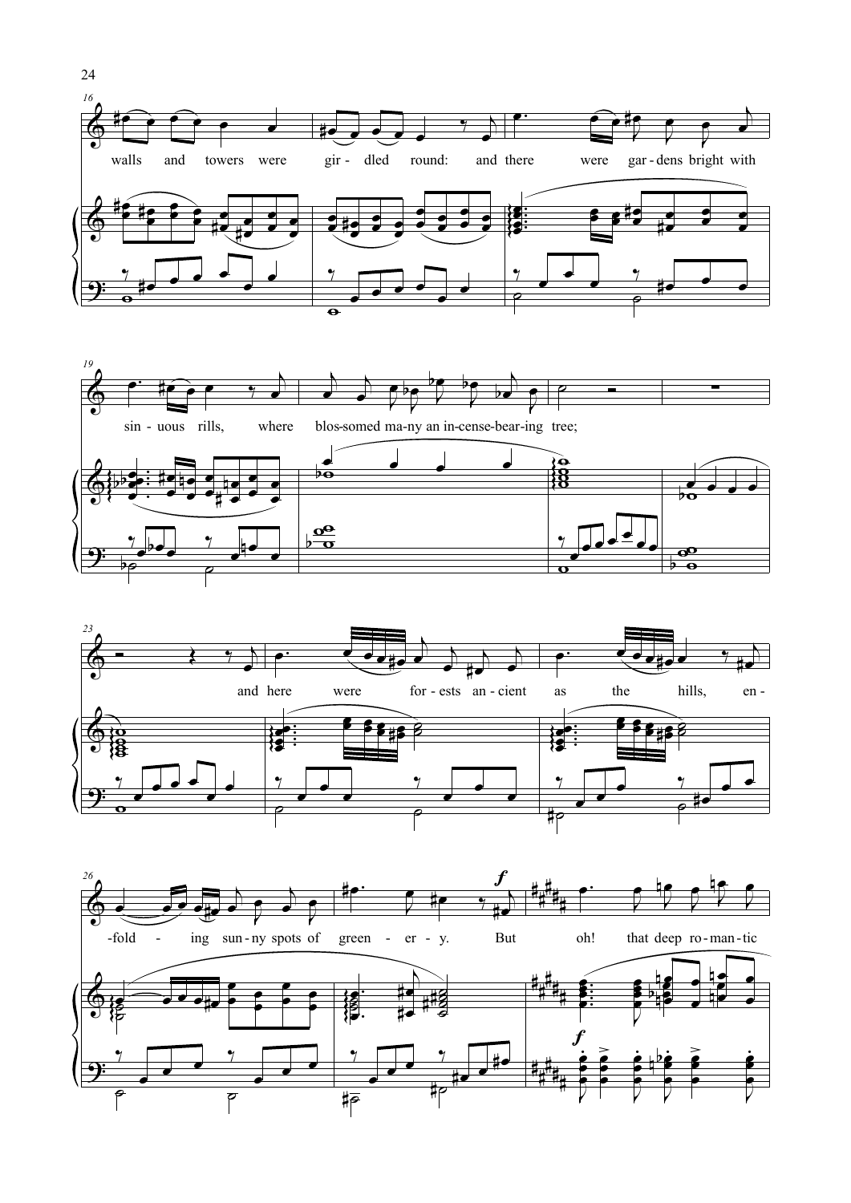walls and towers were gir - dled round: and there were gar - dens bright with

sin - uous rills, where blos-somed ma-ny an in-cense-bear-ing tree;

and here were for - ests an - cient as the hills, en -

-fold - ing sun - ny spots of green - er - y. But oh! that deep ro - man - tic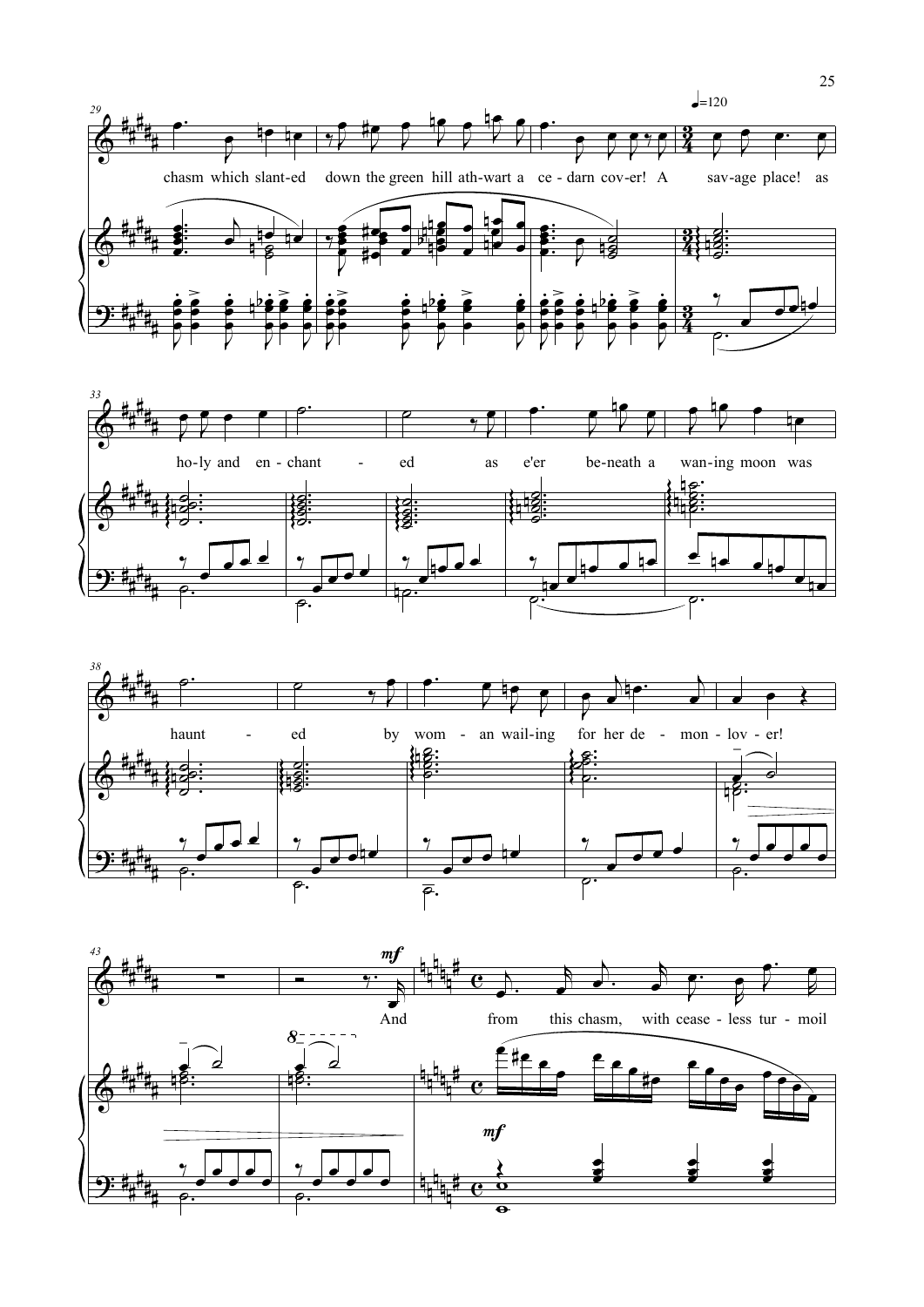♩=120

chasm which slant-ed down the green hill ath-wart a ce - darn cov-er! A sav-age place! as

ho-ly and en - chant - ed as e'er be-neath a wan-ing moon was

haunt - ed by wom - an wail-ing for her de - mon - lov - er!

*mf*

And from this chasm, with cease - less tur - moil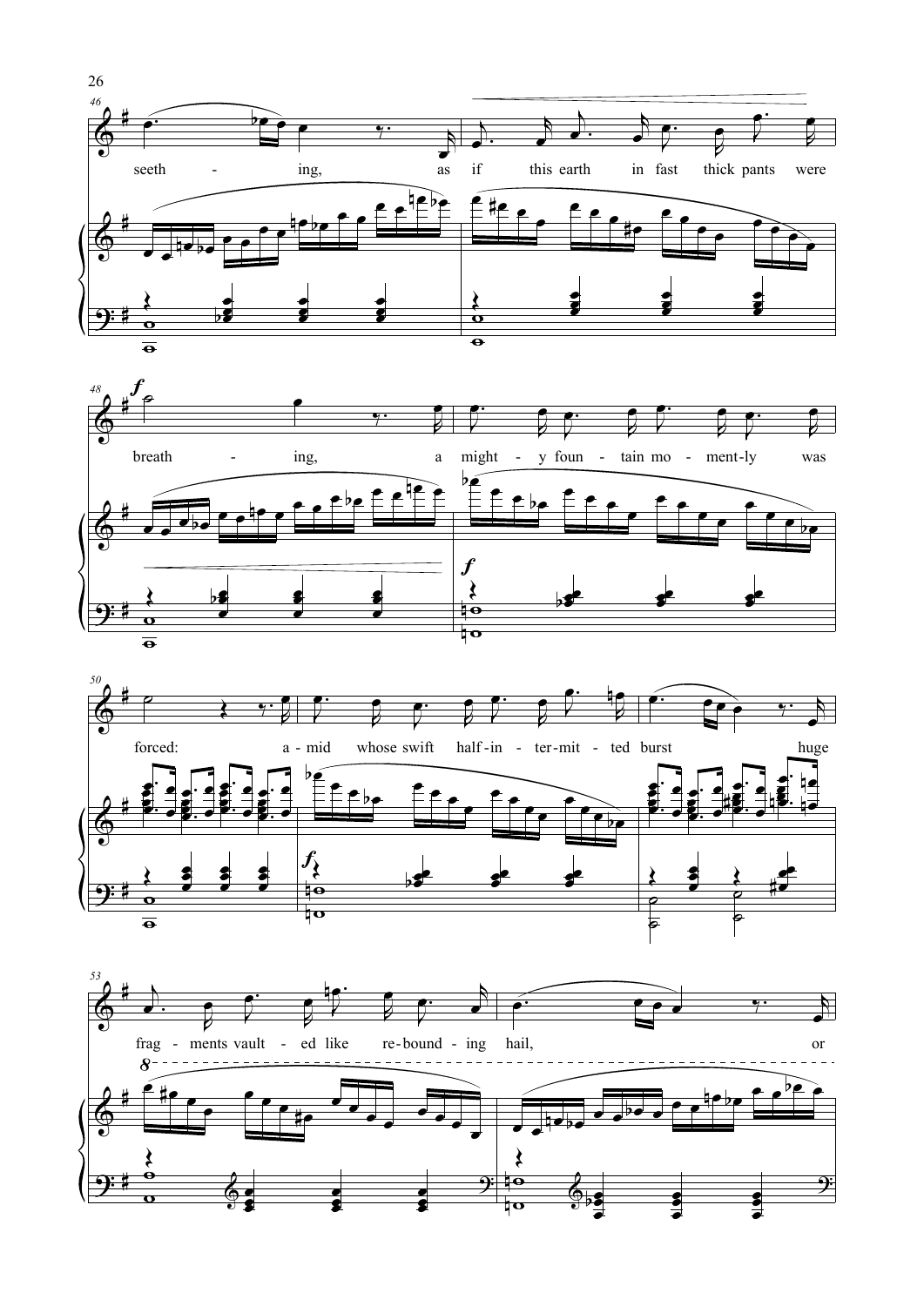seething, as if this earth in fast thick pants were

breathing, a mighty fountain momently was

forced: amid whose swift half-intermitted burst huge

fragments vaulted like rebounding hail, or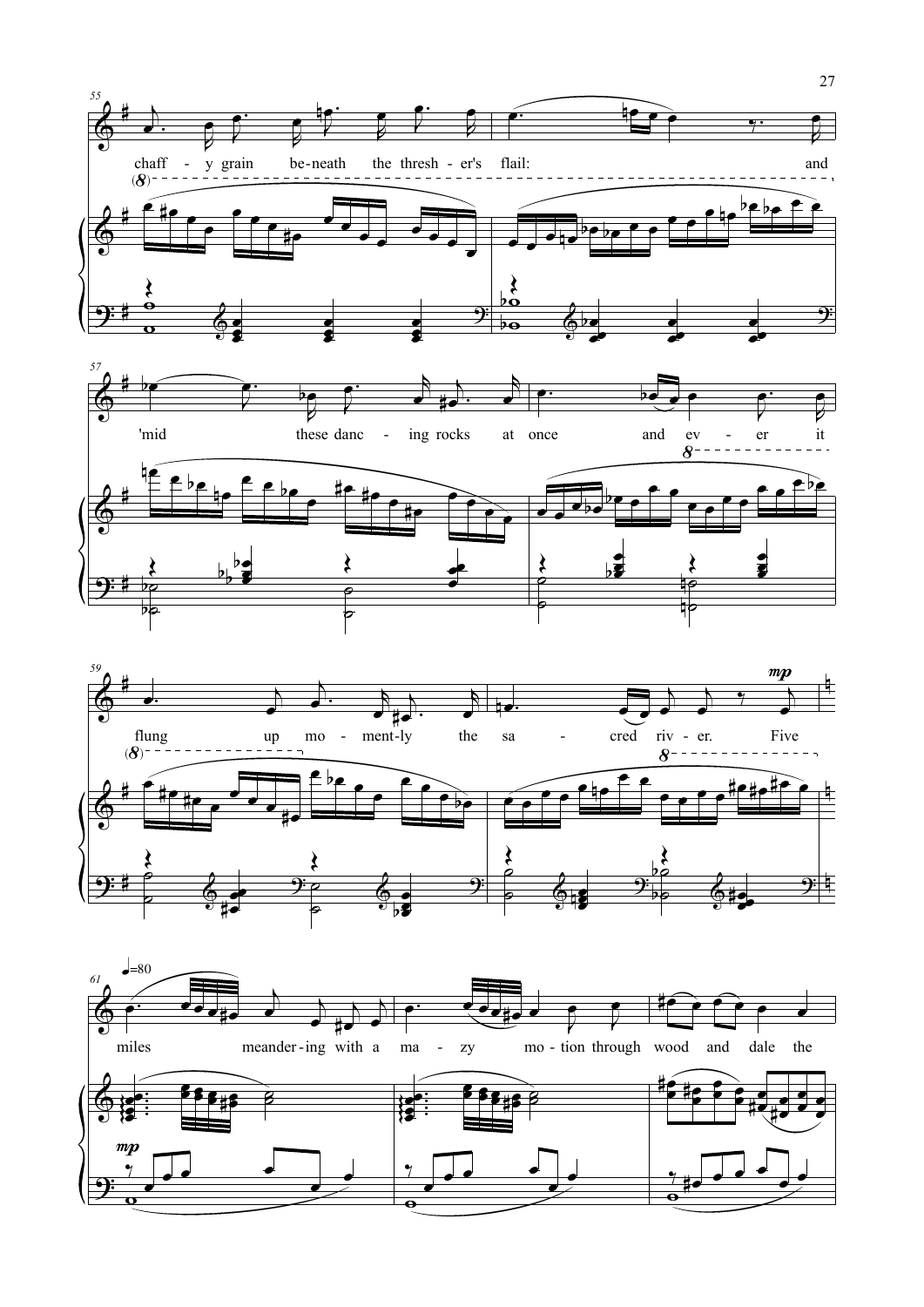chaff - y grain be-neath the thresh - er's flail: and

'mid these danc - ing rocks at once and ev - er it

flung up mo - ment-ly the sa - cred riv - er. Five

♩=80

miles meander - ing with a ma - zy mo - tion through wood and dale the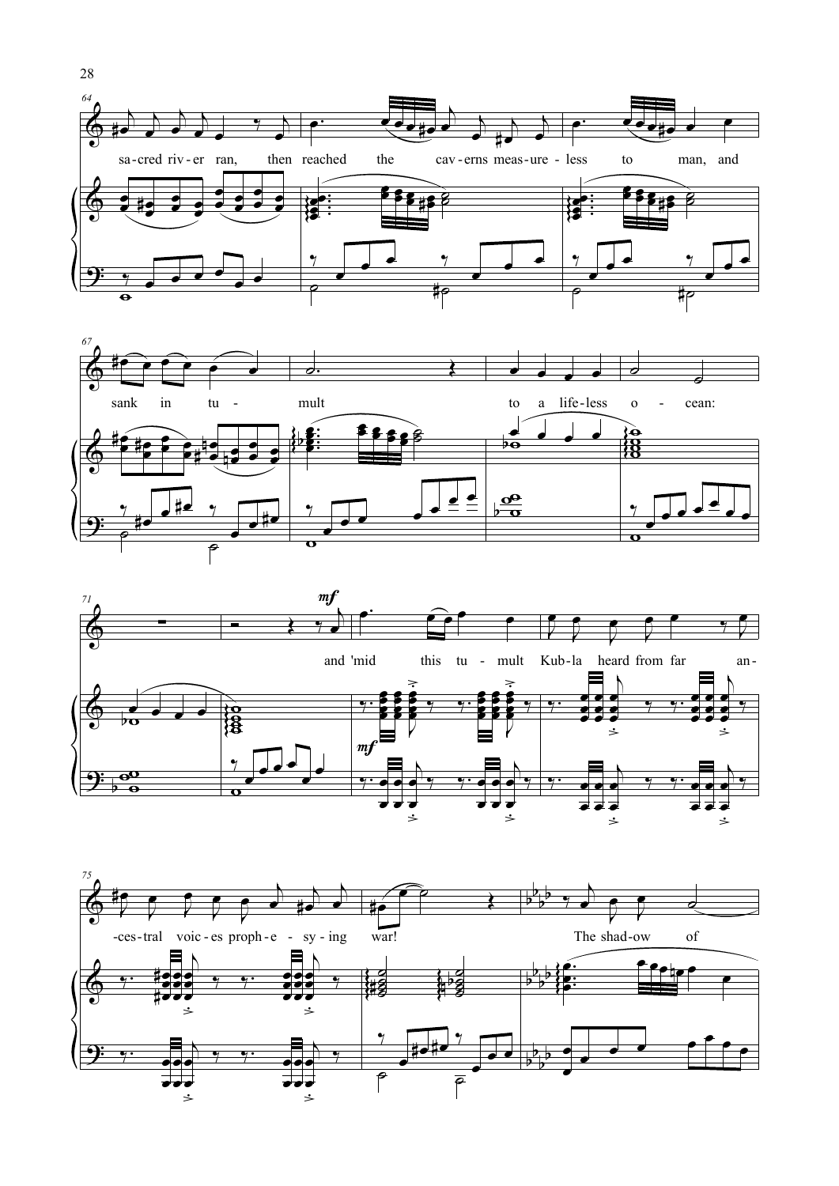sacred river ran, then reached the caverns measureless to man, and sank in tumult to a lifeless ocean:

*mf*

and 'mid this tumult Kubla heard from far ancestral voices prophesying war! The shadow of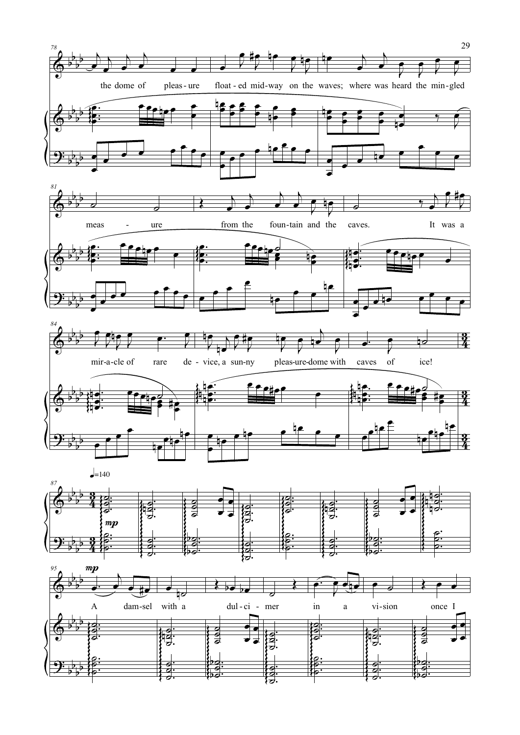the dome of pleas-ure float-ed mid-way on the waves; where was heard the min-gled meas - ure from the foun-tain and the caves. It was a mir-a-cle of rare de-vice, a sun-ny pleas-ure-dome with caves of ice!

♩=140

*mp*

A dam-sel with a dul-ci-mer in a vi-sion once I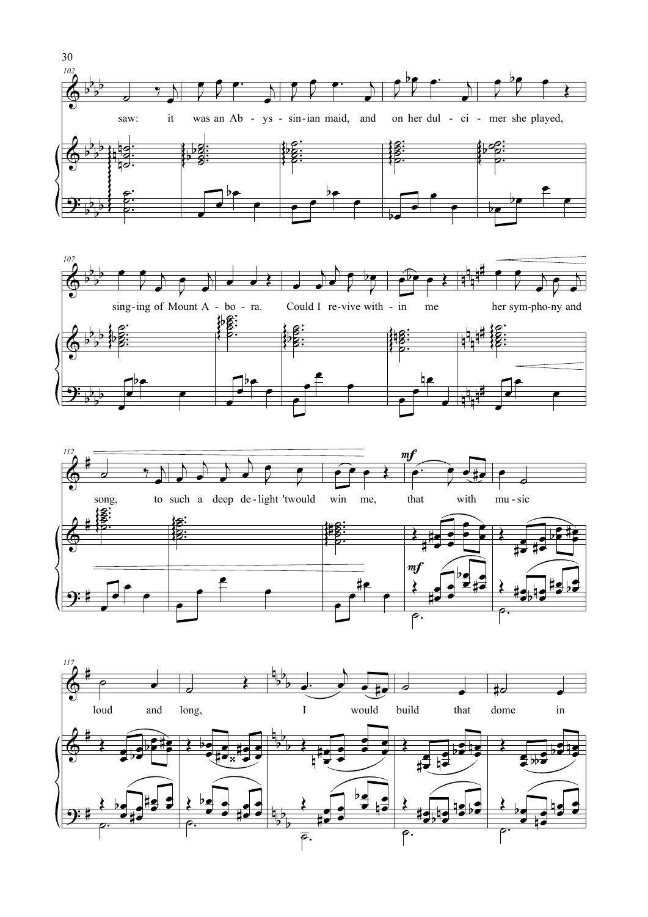102
saw: it was an Ab - ys - sin-ian maid, and on her dul - ci - mer she played,

107
sing-ing of Mount A - bo - ra. Could I re-vive with - in me her sym-pho-ny and

112
song, to such a deep de-light 'twould win me, *mf* that with mu - sic

117
loud and long, I would build that dome in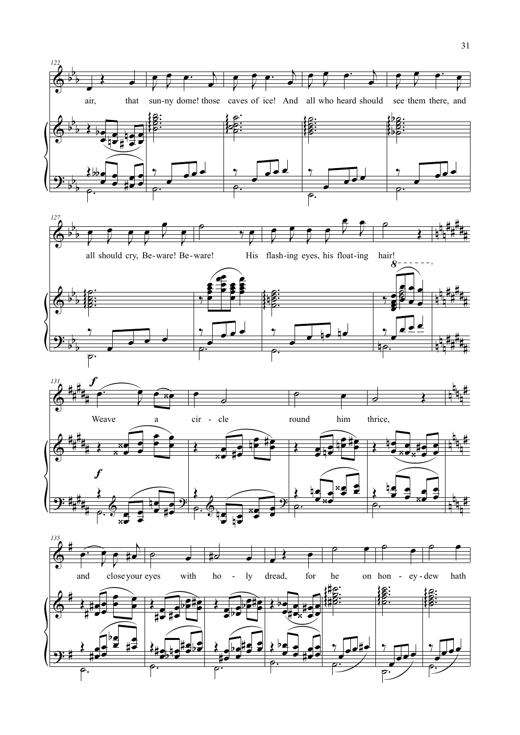air, that sun-ny dome! those caves of ice! And all who heard should see them there, and

all should cry, Be-ware! Be-ware! His flash-ing eyes, his float-ing hair!

Weave a cir - cle round him thrice,

and close your eyes with ho - ly dread, for he on hon - ey-dew hath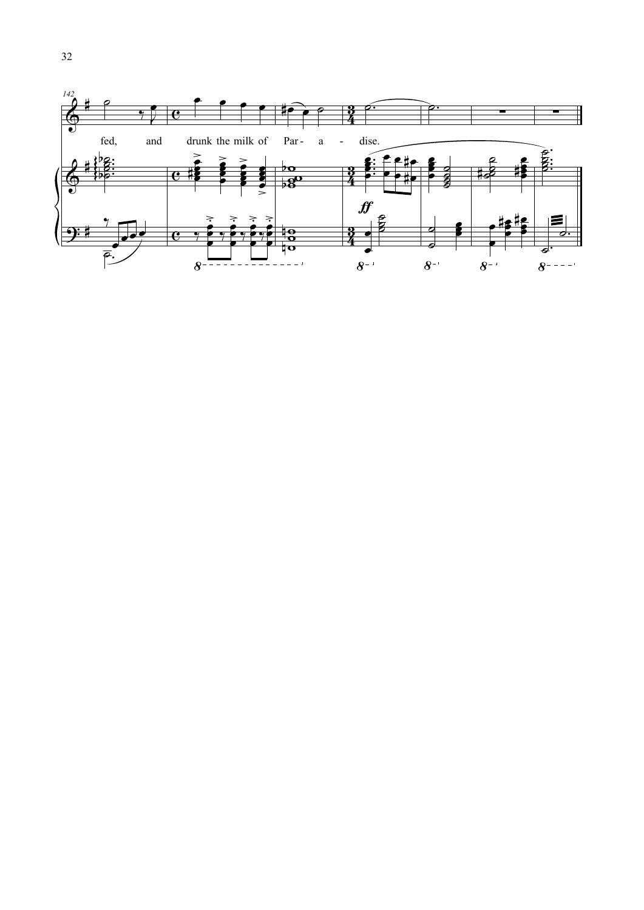142

fed, and drunk the milk of Par- a - dise.

*ff*